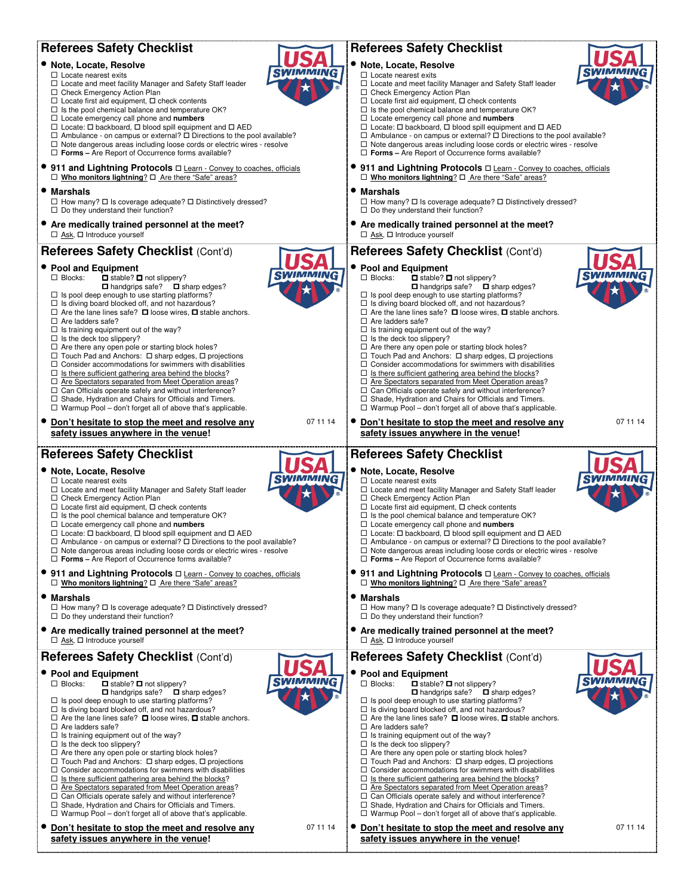## Referees Safety Checklist

- **Note, Locate, Resolve**
  - ☐ Locate nearest exits
  - ☐ Locate and meet facility Manager and Safety Staff leader
  - ☐ Check Emergency Action Plan
  - ☐ Locate first aid equipment, ☐ check contents
  - ☐ Is the pool chemical balance and temperature OK?
  - ☐ Locate emergency call phone and **numbers**
  - ☐ Locate: ☐ backboard, ☐ blood spill equipment and ☐ AED
  - ☐ Ambulance - on campus or external? ☐ Directions to the pool available?
  - ☐ Note dangerous areas including loose cords or electric wires - resolve
  - ☐ **Forms –** Are Report of Occurrence forms available?
- **911 and Lightning Protocols** ☐ Learn - Convey to coaches, officials
  - ☐ **Who monitors lightning**? ☐ Are there "Safe" areas?
- **Marshals**
  - ☐ How many? ☐ Is coverage adequate? ☐ Distinctively dressed?
  - ☐ Do they understand their function?
- **Are medically trained personnel at the meet?**
  - ☐ Ask, ☐ Introduce yourself

## Referees Safety Checklist (Cont'd)

- **Pool and Equipment**
  - ☐ Blocks: ☐ stable? ☐ not slippery? ☐ handgrips safe? ☐ sharp edges?
  - ☐ Is pool deep enough to use starting platforms?
  - ☐ Is diving board blocked off, and not hazardous?
  - ☐ Are the lane lines safe? ☐ loose wires, ☐ stable anchors.
  - ☐ Are ladders safe?
  - ☐ Is training equipment out of the way?
  - ☐ Is the deck too slippery?
  - ☐ Are there any open pole or starting block holes?
  - ☐ Touch Pad and Anchors: ☐ sharp edges, ☐ projections
  - ☐ Consider accommodations for swimmers with disabilities
  - ☐ Is there sufficient gathering area behind the blocks?
  - ☐ Are Spectators separated from Meet Operation areas?
  - ☐ Can Officials operate safely and without interference?
  - ☐ Shade, Hydration and Chairs for Officials and Timers.
  - ☐ Warmup Pool – don't forget all of above that's applicable.
- **Don't hesitate to stop the meet and resolve any safety issues anywhere in the venue!**

07 11 14

## Referees Safety Checklist

- **Note, Locate, Resolve**
  - ☐ Locate nearest exits
  - ☐ Locate and meet facility Manager and Safety Staff leader
  - ☐ Check Emergency Action Plan
  - ☐ Locate first aid equipment, ☐ check contents
  - ☐ Is the pool chemical balance and temperature OK?
  - ☐ Locate emergency call phone and **numbers**
  - ☐ Locate: ☐ backboard, ☐ blood spill equipment and ☐ AED
  - ☐ Ambulance - on campus or external? ☐ Directions to the pool available?
  - ☐ Note dangerous areas including loose cords or electric wires - resolve
  - ☐ **Forms –** Are Report of Occurrence forms available?
- **911 and Lightning Protocols** ☐ Learn - Convey to coaches, officials
  - ☐ **Who monitors lightning**? ☐ Are there "Safe" areas?
- **Marshals**
  - ☐ How many? ☐ Is coverage adequate? ☐ Distinctively dressed?
  - ☐ Do they understand their function?
- **Are medically trained personnel at the meet?**
  - ☐ Ask, ☐ Introduce yourself

## Referees Safety Checklist (Cont'd)

- **Pool and Equipment**
  - ☐ Blocks: ☐ stable? ☐ not slippery? ☐ handgrips safe? ☐ sharp edges?
  - ☐ Is pool deep enough to use starting platforms?
  - ☐ Is diving board blocked off, and not hazardous?
  - ☐ Are the lane lines safe? ☐ loose wires, ☐ stable anchors.
  - ☐ Are ladders safe?
  - ☐ Is training equipment out of the way?
  - ☐ Is the deck too slippery?
  - ☐ Are there any open pole or starting block holes?
  - ☐ Touch Pad and Anchors: ☐ sharp edges, ☐ projections
  - ☐ Consider accommodations for swimmers with disabilities
  - ☐ Is there sufficient gathering area behind the blocks?
  - ☐ Are Spectators separated from Meet Operation areas?
  - ☐ Can Officials operate safely and without interference?
  - ☐ Shade, Hydration and Chairs for Officials and Timers.
  - ☐ Warmup Pool – don't forget all of above that's applicable.
- **Don't hesitate to stop the meet and resolve any safety issues anywhere in the venue!**

07 11 14

## Referees Safety Checklist

- **Note, Locate, Resolve**
  - ☐ Locate nearest exits
  - ☐ Locate and meet facility Manager and Safety Staff leader
  - ☐ Check Emergency Action Plan
  - ☐ Locate first aid equipment, ☐ check contents
  - ☐ Is the pool chemical balance and temperature OK?
  - ☐ Locate emergency call phone and **numbers**
  - ☐ Locate: ☐ backboard, ☐ blood spill equipment and ☐ AED
  - ☐ Ambulance - on campus or external? ☐ Directions to the pool available?
  - ☐ Note dangerous areas including loose cords or electric wires - resolve
  - ☐ **Forms –** Are Report of Occurrence forms available?
- **911 and Lightning Protocols** ☐ Learn - Convey to coaches, officials
  - ☐ **Who monitors lightning**? ☐ Are there "Safe" areas?
- **Marshals**
  - ☐ How many? ☐ Is coverage adequate? ☐ Distinctively dressed?
  - ☐ Do they understand their function?
- **Are medically trained personnel at the meet?**
  - ☐ Ask, ☐ Introduce yourself

## Referees Safety Checklist (Cont'd)

- **Pool and Equipment**
  - ☐ Blocks: ☐ stable? ☐ not slippery? ☐ handgrips safe? ☐ sharp edges?
  - ☐ Is pool deep enough to use starting platforms?
  - ☐ Is diving board blocked off, and not hazardous?
  - ☐ Are the lane lines safe? ☐ loose wires, ☐ stable anchors.
  - ☐ Are ladders safe?
  - ☐ Is training equipment out of the way?
  - ☐ Is the deck too slippery?
  - ☐ Are there any open pole or starting block holes?
  - ☐ Touch Pad and Anchors: ☐ sharp edges, ☐ projections
  - ☐ Consider accommodations for swimmers with disabilities
  - ☐ Is there sufficient gathering area behind the blocks?
  - ☐ Are Spectators separated from Meet Operation areas?
  - ☐ Can Officials operate safely and without interference?
  - ☐ Shade, Hydration and Chairs for Officials and Timers.
  - ☐ Warmup Pool – don't forget all of above that's applicable.
- **Don't hesitate to stop the meet and resolve any safety issues anywhere in the venue!**

07 11 14

## Referees Safety Checklist

- **Note, Locate, Resolve**
  - ☐ Locate nearest exits
  - ☐ Locate and meet facility Manager and Safety Staff leader
  - ☐ Check Emergency Action Plan
  - ☐ Locate first aid equipment, ☐ check contents
  - ☐ Is the pool chemical balance and temperature OK?
  - ☐ Locate emergency call phone and **numbers**
  - ☐ Locate: ☐ backboard, ☐ blood spill equipment and ☐ AED
  - ☐ Ambulance - on campus or external? ☐ Directions to the pool available?
  - ☐ Note dangerous areas including loose cords or electric wires - resolve
  - ☐ **Forms –** Are Report of Occurrence forms available?
- **911 and Lightning Protocols** ☐ Learn - Convey to coaches, officials
  - ☐ **Who monitors lightning**? ☐ Are there "Safe" areas?
- **Marshals**
  - ☐ How many? ☐ Is coverage adequate? ☐ Distinctively dressed?
  - ☐ Do they understand their function?
- **Are medically trained personnel at the meet?**
  - ☐ Ask, ☐ Introduce yourself

## Referees Safety Checklist (Cont'd)

- **Pool and Equipment**
  - ☐ Blocks: ☐ stable? ☐ not slippery? ☐ handgrips safe? ☐ sharp edges?
  - ☐ Is pool deep enough to use starting platforms?
  - ☐ Is diving board blocked off, and not hazardous?
  - ☐ Are the lane lines safe? ☐ loose wires, ☐ stable anchors.
  - ☐ Are ladders safe?
  - ☐ Is training equipment out of the way?
  - ☐ Is the deck too slippery?
  - ☐ Are there any open pole or starting block holes?
  - ☐ Touch Pad and Anchors: ☐ sharp edges, ☐ projections
  - ☐ Consider accommodations for swimmers with disabilities
  - ☐ Is there sufficient gathering area behind the blocks?
  - ☐ Are Spectators separated from Meet Operation areas?
  - ☐ Can Officials operate safely and without interference?
  - ☐ Shade, Hydration and Chairs for Officials and Timers.
  - ☐ Warmup Pool – don't forget all of above that's applicable.
- **Don't hesitate to stop the meet and resolve any safety issues anywhere in the venue!**

07 11 14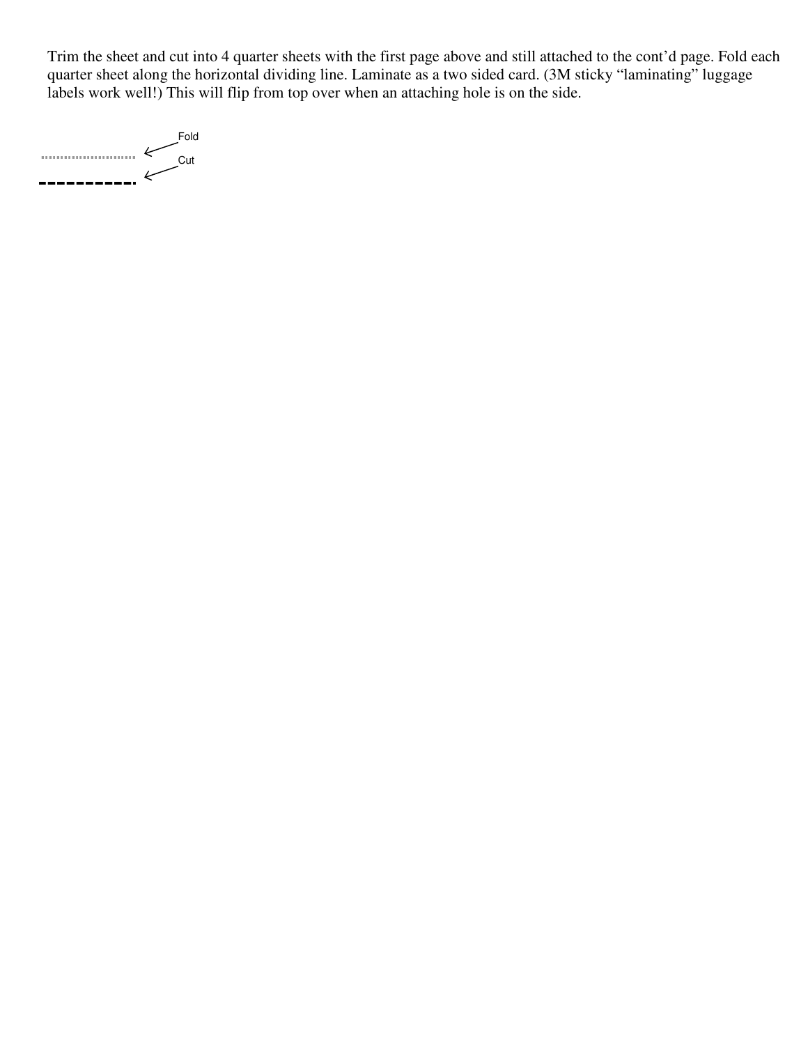Trim the sheet and cut into 4 quarter sheets with the first page above and still attached to the cont'd page. Fold each quarter sheet along the horizontal dividing line. Laminate as a two sided card. (3M sticky "laminating" luggage labels work well!) This will flip from top over when an attaching hole is on the side.

Fold

Cut